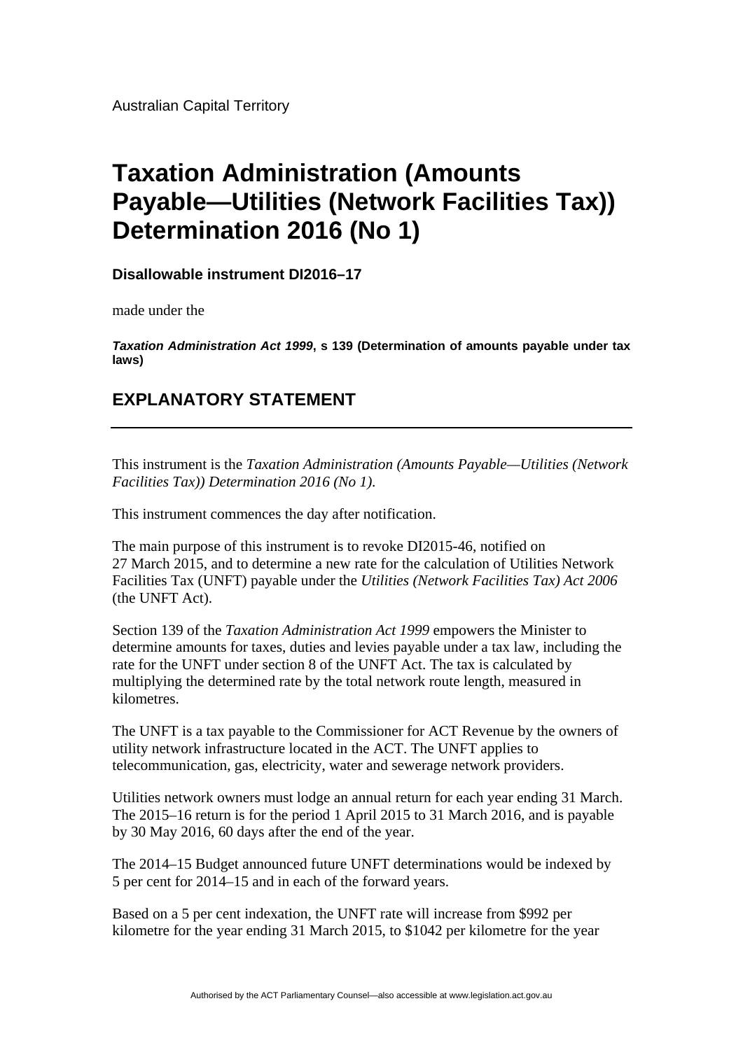Australian Capital Territory

# Taxation Administration (Amounts Payable—Utilities (Network Facilities Tax)) Determination 2016 (No 1)

**Disallowable instrument DI2016–17**

made under the

***Taxation Administration Act 1999*, s 139 (Determination of amounts payable under tax laws)**

## EXPLANATORY STATEMENT

---

This instrument is the *Taxation Administration (Amounts Payable—Utilities (Network Facilities Tax)) Determination 2016 (No 1)*.

This instrument commences the day after notification.

The main purpose of this instrument is to revoke DI2015-46, notified on 27 March 2015, and to determine a new rate for the calculation of Utilities Network Facilities Tax (UNFT) payable under the *Utilities (Network Facilities Tax) Act 2006* (the UNFT Act).

Section 139 of the *Taxation Administration Act 1999* empowers the Minister to determine amounts for taxes, duties and levies payable under a tax law, including the rate for the UNFT under section 8 of the UNFT Act. The tax is calculated by multiplying the determined rate by the total network route length, measured in kilometres.

The UNFT is a tax payable to the Commissioner for ACT Revenue by the owners of utility network infrastructure located in the ACT. The UNFT applies to telecommunication, gas, electricity, water and sewerage network providers.

Utilities network owners must lodge an annual return for each year ending 31 March. The 2015–16 return is for the period 1 April 2015 to 31 March 2016, and is payable by 30 May 2016, 60 days after the end of the year.

The 2014–15 Budget announced future UNFT determinations would be indexed by 5 per cent for 2014–15 and in each of the forward years.

Based on a 5 per cent indexation, the UNFT rate will increase from $992 per kilometre for the year ending 31 March 2015, to $1042 per kilometre for the year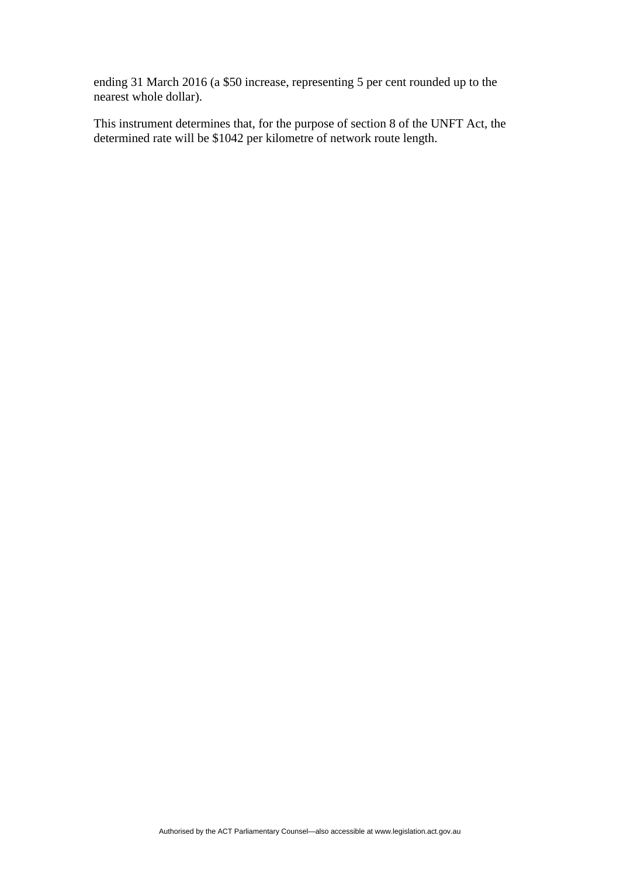ending 31 March 2016 (a $50 increase, representing 5 per cent rounded up to the nearest whole dollar).

This instrument determines that, for the purpose of section 8 of the UNFT Act, the determined rate will be $1042 per kilometre of network route length.